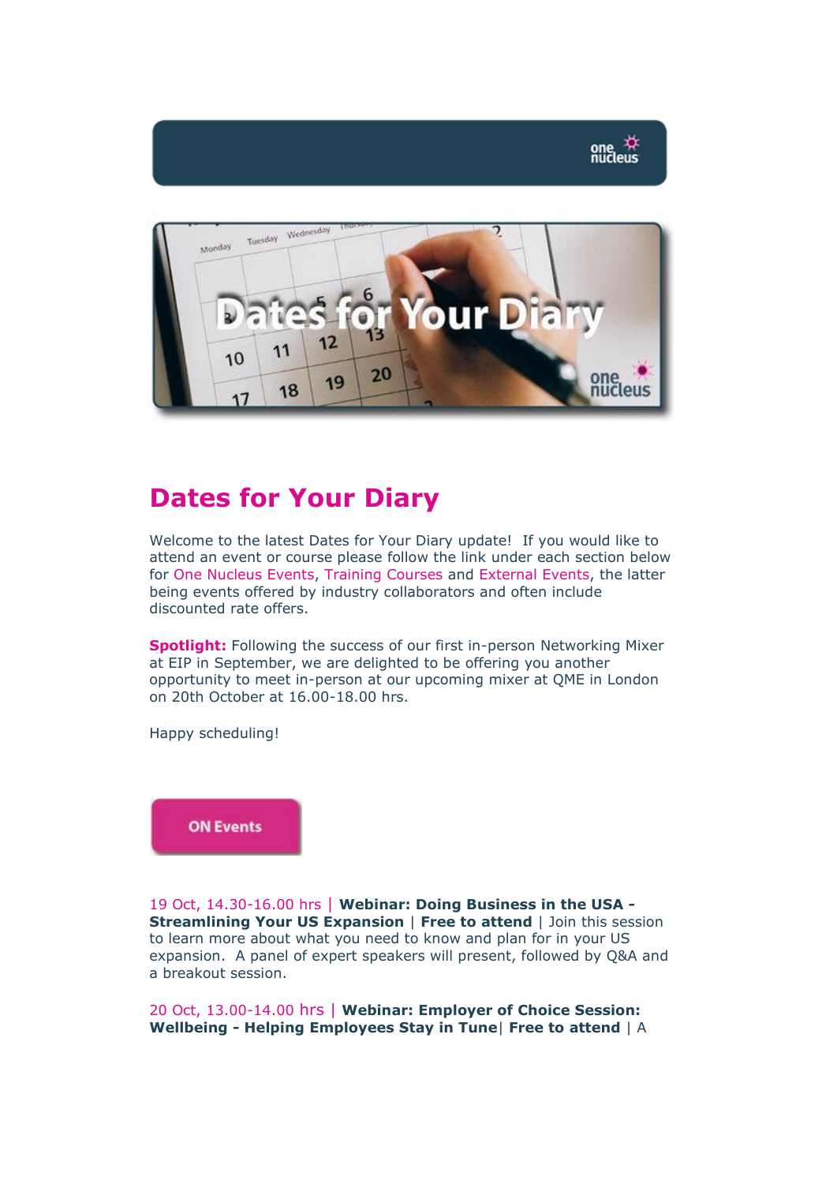# Dates for Your Diary

Welcome to the latest Dates for Your Diary update! If you would like to attend an event or course please follow the link under each section below for One Nucleus Events, Training Courses and External Events, the latter being events offered by industry collaborators and often include discounted rate offers.

**Spotlight:** Following the success of our first in-person Networking Mixer at EIP in September, we are delighted to be offering you another opportunity to meet in-person at our upcoming mixer at QME in London on 20th October at 16.00-18.00 hrs.

Happy scheduling!

ON Events

19 Oct, 14.30-16.00 hrs | **Webinar: Doing Business in the USA - Streamlining Your US Expansion** | **Free to attend** | Join this session to learn more about what you need to know and plan for in your US expansion. A panel of expert speakers will present, followed by Q&A and a breakout session.

20 Oct, 13.00-14.00 hrs | **Webinar: Employer of Choice Session: Wellbeing - Helping Employees Stay in Tune**| **Free to attend** | A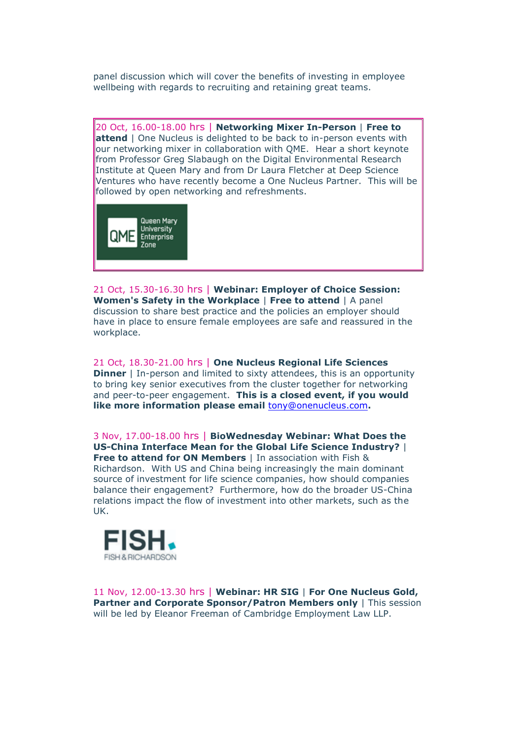panel discussion which will cover the benefits of investing in employee wellbeing with regards to recruiting and retaining great teams.

20 Oct, 16.00-18.00 hrs | **Networking Mixer In-Person** | **Free to attend** | One Nucleus is delighted to be back to in-person events with our networking mixer in collaboration with QME. Hear a short keynote from Professor Greg Slabaugh on the Digital Environmental Research Institute at Queen Mary and from Dr Laura Fletcher at Deep Science Ventures who have recently become a One Nucleus Partner. This will be followed by open networking and refreshments.

21 Oct, 15.30-16.30 hrs | **Webinar: Employer of Choice Session: Women's Safety in the Workplace** | **Free to attend** | A panel discussion to share best practice and the policies an employer should have in place to ensure female employees are safe and reassured in the workplace.

21 Oct, 18.30-21.00 hrs | **One Nucleus Regional Life Sciences Dinner** | In-person and limited to sixty attendees, this is an opportunity to bring key senior executives from the cluster together for networking and peer-to-peer engagement. **This is a closed event, if you would like more information please email** tony@onenucleus.com**.**

3 Nov, 17.00-18.00 hrs | **BioWednesday Webinar: What Does the US-China Interface Mean for the Global Life Science Industry?** | **Free to attend for ON Members** | In association with Fish & Richardson. With US and China being increasingly the main dominant source of investment for life science companies, how should companies balance their engagement? Furthermore, how do the broader US-China relations impact the flow of investment into other markets, such as the UK.

11 Nov, 12.00-13.30 hrs | **Webinar: HR SIG** | **For One Nucleus Gold, Partner and Corporate Sponsor/Patron Members only** | This session will be led by Eleanor Freeman of Cambridge Employment Law LLP.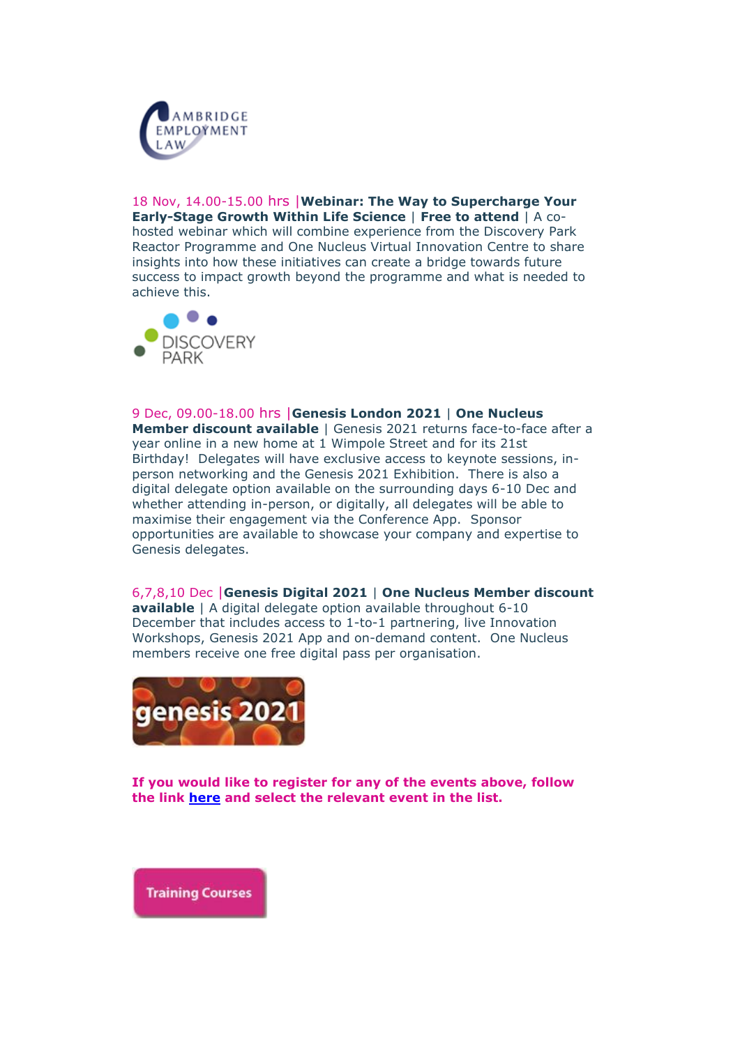18 Nov, 14.00-15.00 hrs |**Webinar: The Way to Supercharge Your Early-Stage Growth Within Life Science** | **Free to attend** | A co-hosted webinar which will combine experience from the Discovery Park Reactor Programme and One Nucleus Virtual Innovation Centre to share insights into how these initiatives can create a bridge towards future success to impact growth beyond the programme and what is needed to achieve this.

9 Dec, 09.00-18.00 hrs |**Genesis London 2021** | **One Nucleus Member discount available** | Genesis 2021 returns face-to-face after a year online in a new home at 1 Wimpole Street and for its 21st Birthday! Delegates will have exclusive access to keynote sessions, in-person networking and the Genesis 2021 Exhibition. There is also a digital delegate option available on the surrounding days 6-10 Dec and whether attending in-person, or digitally, all delegates will be able to maximise their engagement via the Conference App. Sponsor opportunities are available to showcase your company and expertise to Genesis delegates.

6,7,8,10 Dec |**Genesis Digital 2021** | **One Nucleus Member discount available** | A digital delegate option available throughout 6-10 December that includes access to 1-to-1 partnering, live Innovation Workshops, Genesis 2021 App and on-demand content. One Nucleus members receive one free digital pass per organisation.

**If you would like to register for any of the events above, follow the link here and select the relevant event in the list.**

Training Courses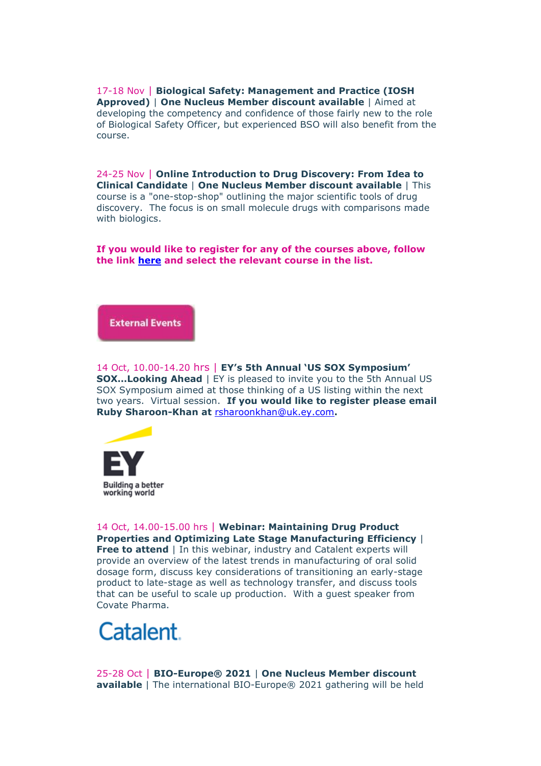17-18 Nov | **Biological Safety: Management and Practice (IOSH Approved)** | **One Nucleus Member discount available** | Aimed at developing the competency and confidence of those fairly new to the role of Biological Safety Officer, but experienced BSO will also benefit from the course.

24-25 Nov | **Online Introduction to Drug Discovery: From Idea to Clinical Candidate** | **One Nucleus Member discount available** | This course is a "one-stop-shop" outlining the major scientific tools of drug discovery. The focus is on small molecule drugs with comparisons made with biologics.

**If you would like to register for any of the courses above, follow the link [here] and select the relevant course in the list.**

**External Events**

14 Oct, 10.00-14.20 hrs | **EY's 5th Annual 'US SOX Symposium' SOX...Looking Ahead** | EY is pleased to invite you to the 5th Annual US SOX Symposium aimed at those thinking of a US listing within the next two years. Virtual session. **If you would like to register please email Ruby Sharoon-Khan at rsharoonkhan@uk.ey.com.**

EY
Building a better working world

14 Oct, 14.00-15.00 hrs | **Webinar: Maintaining Drug Product Properties and Optimizing Late Stage Manufacturing Efficiency** | **Free to attend** | In this webinar, industry and Catalent experts will provide an overview of the latest trends in manufacturing of oral solid dosage form, discuss key considerations of transitioning an early-stage product to late-stage as well as technology transfer, and discuss tools that can be useful to scale up production. With a guest speaker from Covate Pharma.

Catalent.

25-28 Oct | **BIO-Europe® 2021** | **One Nucleus Member discount available** | The international BIO-Europe® 2021 gathering will be held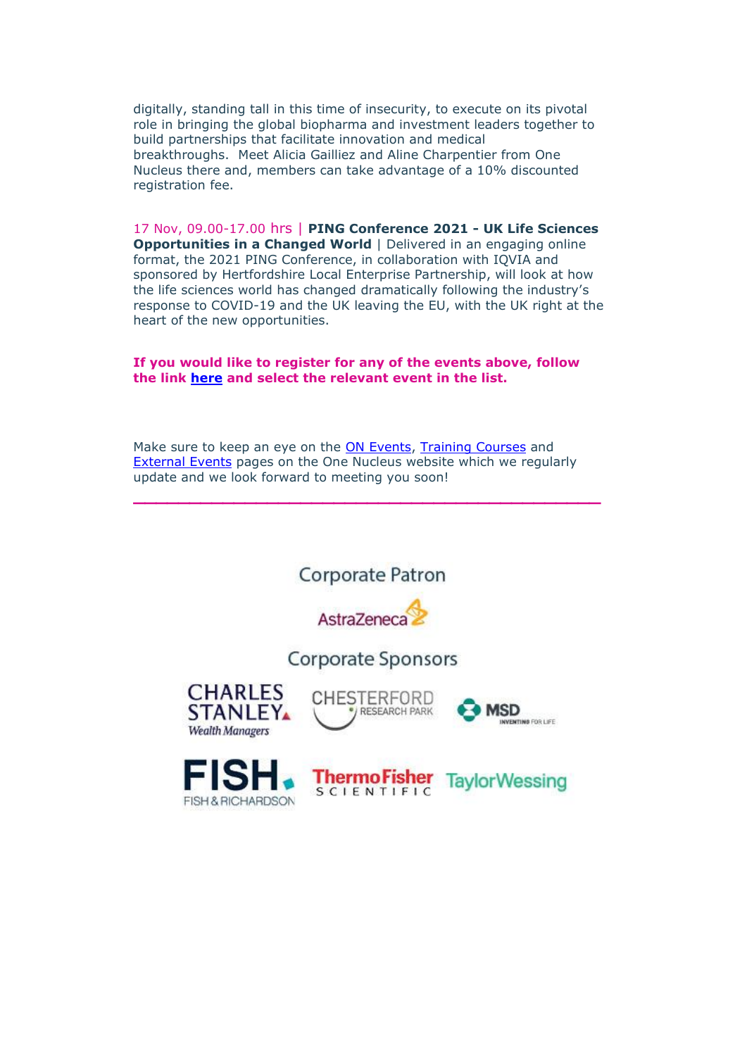digitally, standing tall in this time of insecurity, to execute on its pivotal role in bringing the global biopharma and investment leaders together to build partnerships that facilitate innovation and medical breakthroughs.  Meet Alicia Gailliez and Aline Charpentier from One Nucleus there and, members can take advantage of a 10% discounted registration fee.

17 Nov, 09.00-17.00 hrs | **PING Conference 2021 - UK Life Sciences Opportunities in a Changed World** | Delivered in an engaging online format, the 2021 PING Conference, in collaboration with IQVIA and sponsored by Hertfordshire Local Enterprise Partnership, will look at how the life sciences world has changed dramatically following the industry's response to COVID-19 and the UK leaving the EU, with the UK right at the heart of the new opportunities.

**If you would like to register for any of the events above, follow the link here and select the relevant event in the list.**

Make sure to keep an eye on the ON Events, Training Courses and External Events pages on the One Nucleus website which we regularly update and we look forward to meeting you soon!

---

Corporate Patron

AstraZeneca

Corporate Sponsors

CHARLES STANLEY Wealth Managers

CHESTERFORD RESEARCH PARK

MSD INVENTING FOR LIFE

FISH FISH & RICHARDSON

ThermoFisher SCIENTIFIC

TaylorWessing